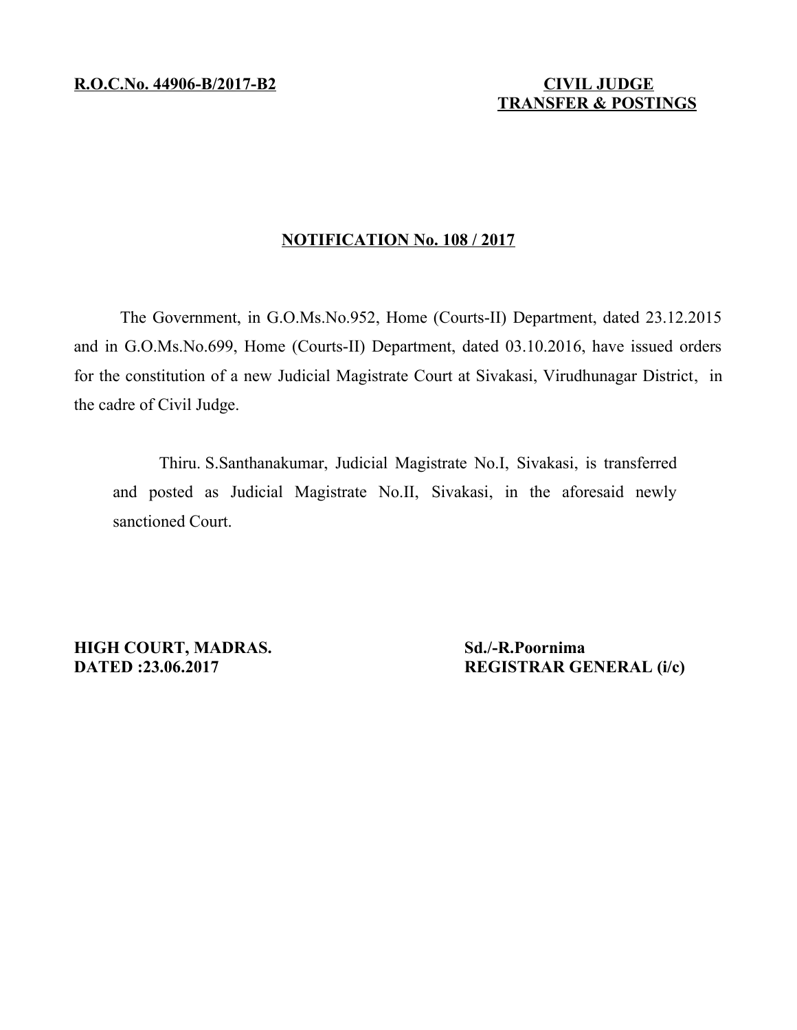**R.O.C.No. 44906-B/2017-B2**

**CIVIL JUDGE**
**TRANSFER & POSTINGS**

## NOTIFICATION No. 108 / 2017

The Government, in G.O.Ms.No.952, Home (Courts-II) Department, dated 23.12.2015 and in G.O.Ms.No.699, Home (Courts-II) Department, dated 03.10.2016, have issued orders for the constitution of a new Judicial Magistrate Court at Sivakasi, Virudhunagar District, in the cadre of Civil Judge.

Thiru. S.Santhanakumar, Judicial Magistrate No.I, Sivakasi, is transferred and posted as Judicial Magistrate No.II, Sivakasi, in the aforesaid newly sanctioned Court.

**HIGH COURT, MADRAS.**
**DATED :23.06.2017**

**Sd./-R.Poornima**
**REGISTRAR GENERAL (i/c)**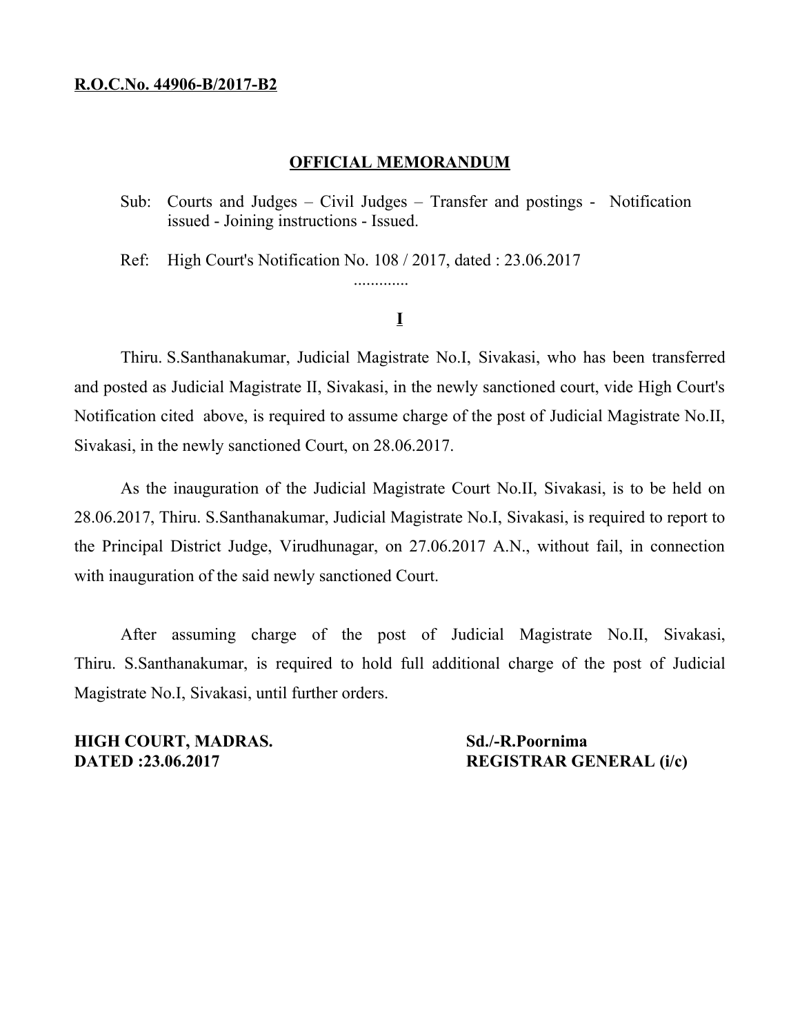**R.O.C.No. 44906-B/2017-B2**

## OFFICIAL MEMORANDUM

Sub: Courts and Judges – Civil Judges – Transfer and postings - Notification issued - Joining instructions - Issued.

Ref: High Court's Notification No. 108 / 2017, dated : 23.06.2017

.............

**I**

Thiru. S.Santhanakumar, Judicial Magistrate No.I, Sivakasi, who has been transferred and posted as Judicial Magistrate II, Sivakasi, in the newly sanctioned court, vide High Court's Notification cited above, is required to assume charge of the post of Judicial Magistrate No.II, Sivakasi, in the newly sanctioned Court, on 28.06.2017.

As the inauguration of the Judicial Magistrate Court No.II, Sivakasi, is to be held on 28.06.2017, Thiru. S.Santhanakumar, Judicial Magistrate No.I, Sivakasi, is required to report to the Principal District Judge, Virudhunagar, on 27.06.2017 A.N., without fail, in connection with inauguration of the said newly sanctioned Court.

After assuming charge of the post of Judicial Magistrate No.II, Sivakasi, Thiru. S.Santhanakumar, is required to hold full additional charge of the post of Judicial Magistrate No.I, Sivakasi, until further orders.

**HIGH COURT, MADRAS.**
**DATED :23.06.2017**

**Sd./-R.Poornima**
**REGISTRAR GENERAL (i/c)**